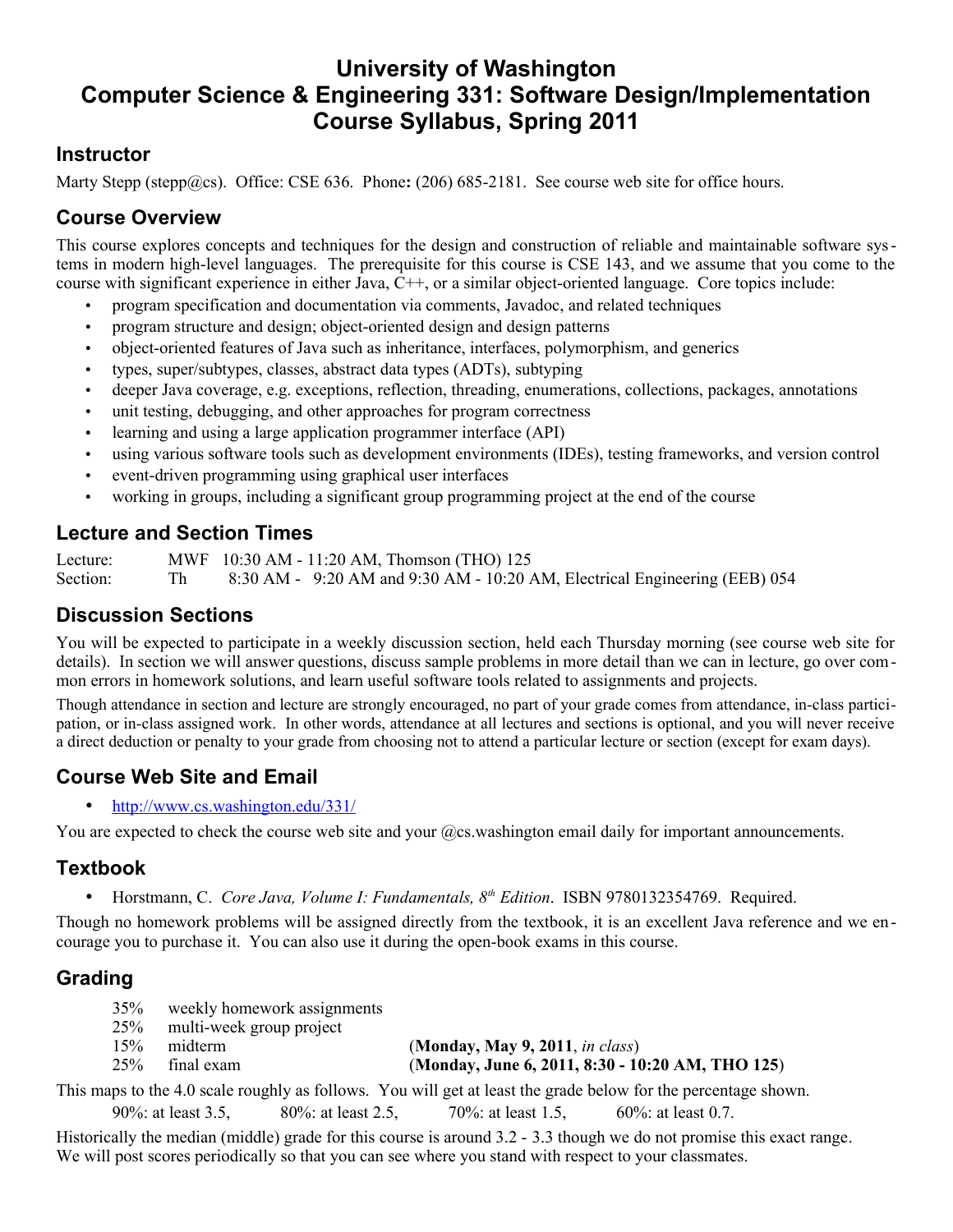# University of Washington
# Computer Science & Engineering 331: Software Design/Implementation
# Course Syllabus, Spring 2011

## Instructor

Marty Stepp (stepp@cs). Office: CSE 636. Phone: (206) 685-2181. See course web site for office hours.

## Course Overview

This course explores concepts and techniques for the design and construction of reliable and maintainable software systems in modern high-level languages. The prerequisite for this course is CSE 143, and we assume that you come to the course with significant experience in either Java, C++, or a similar object-oriented language. Core topics include:

- program specification and documentation via comments, Javadoc, and related techniques
- program structure and design; object-oriented design and design patterns
- object-oriented features of Java such as inheritance, interfaces, polymorphism, and generics
- types, super/subtypes, classes, abstract data types (ADTs), subtyping
- deeper Java coverage, e.g. exceptions, reflection, threading, enumerations, collections, packages, annotations
- unit testing, debugging, and other approaches for program correctness
- learning and using a large application programmer interface (API)
- using various software tools such as development environments (IDEs), testing frameworks, and version control
- event-driven programming using graphical user interfaces
- working in groups, including a significant group programming project at the end of the course

## Lecture and Section Times

| | | |
|---|---|---|
| Lecture: | MWF | 10:30 AM - 11:20 AM, Thomson (THO) 125 |
| Section: | Th | 8:30 AM - 9:20 AM and 9:30 AM - 10:20 AM, Electrical Engineering (EEB) 054 |

## Discussion Sections

You will be expected to participate in a weekly discussion section, held each Thursday morning (see course web site for details). In section we will answer questions, discuss sample problems in more detail than we can in lecture, go over common errors in homework solutions, and learn useful software tools related to assignments and projects.

Though attendance in section and lecture are strongly encouraged, no part of your grade comes from attendance, in-class participation, or in-class assigned work. In other words, attendance at all lectures and sections is optional, and you will never receive a direct deduction or penalty to your grade from choosing not to attend a particular lecture or section (except for exam days).

## Course Web Site and Email

- http://www.cs.washington.edu/331/

You are expected to check the course web site and your @cs.washington email daily for important announcements.

## Textbook

- Horstmann, C. *Core Java, Volume I: Fundamentals, 8th Edition*. ISBN 9780132354769. Required.

Though no homework problems will be assigned directly from the textbook, it is an excellent Java reference and we encourage you to purchase it. You can also use it during the open-book exams in this course.

## Grading

| | | |
|---|---|---|
| 35% | weekly homework assignments | |
| 25% | multi-week group project | |
| 15% | midterm | (**Monday, May 9, 2011**, *in class*) |
| 25% | final exam | (**Monday, June 6, 2011, 8:30 - 10:20 AM, THO 125**) |

This maps to the 4.0 scale roughly as follows. You will get at least the grade below for the percentage shown.

90%: at least 3.5, 80%: at least 2.5, 70%: at least 1.5, 60%: at least 0.7.

Historically the median (middle) grade for this course is around 3.2 - 3.3 though we do not promise this exact range. We will post scores periodically so that you can see where you stand with respect to your classmates.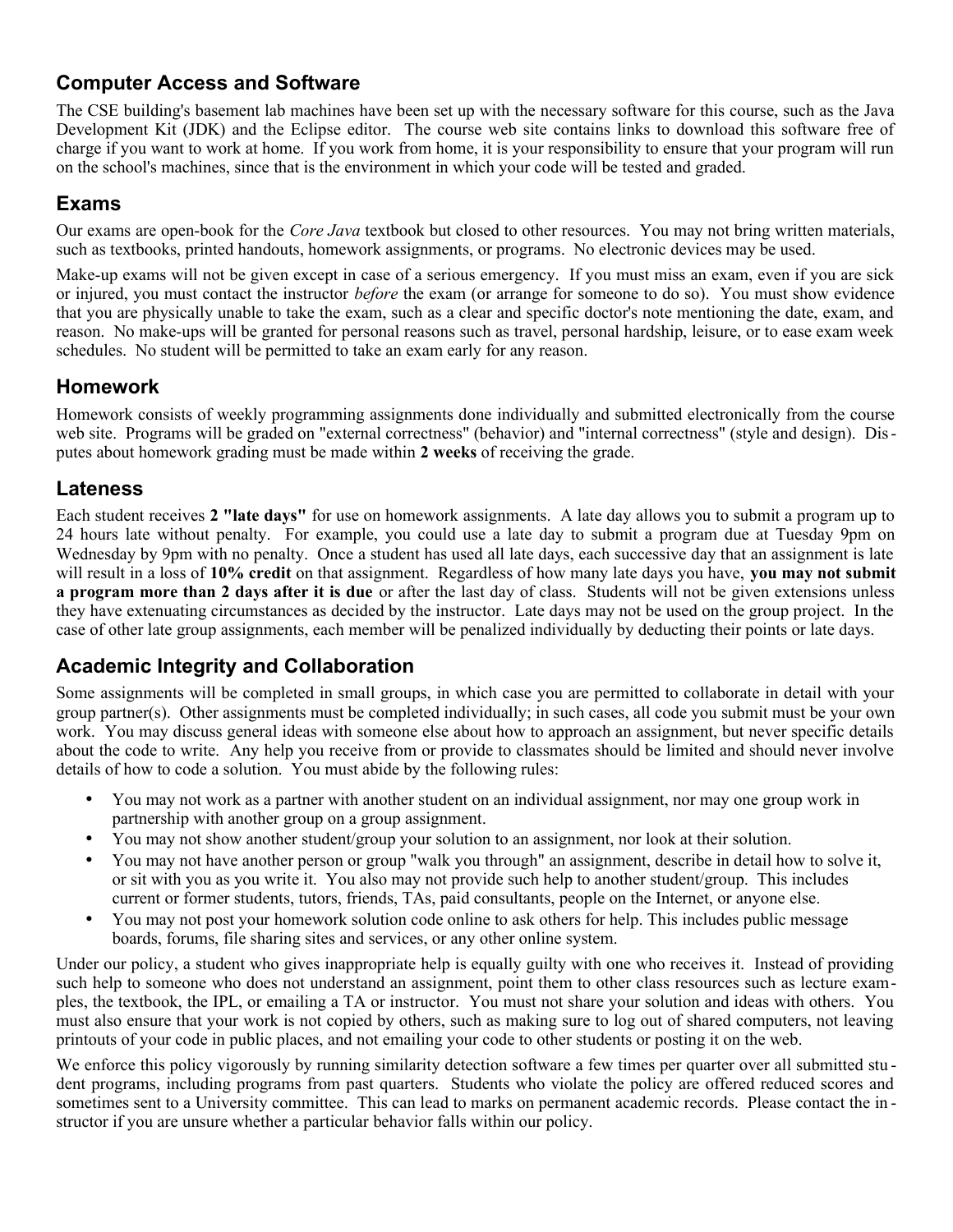## Computer Access and Software

The CSE building's basement lab machines have been set up with the necessary software for this course, such as the Java Development Kit (JDK) and the Eclipse editor. The course web site contains links to download this software free of charge if you want to work at home. If you work from home, it is your responsibility to ensure that your program will run on the school's machines, since that is the environment in which your code will be tested and graded.

## Exams

Our exams are open-book for the *Core Java* textbook but closed to other resources. You may not bring written materials, such as textbooks, printed handouts, homework assignments, or programs. No electronic devices may be used.

Make-up exams will not be given except in case of a serious emergency. If you must miss an exam, even if you are sick or injured, you must contact the instructor *before* the exam (or arrange for someone to do so). You must show evidence that you are physically unable to take the exam, such as a clear and specific doctor's note mentioning the date, exam, and reason. No make-ups will be granted for personal reasons such as travel, personal hardship, leisure, or to ease exam week schedules. No student will be permitted to take an exam early for any reason.

## Homework

Homework consists of weekly programming assignments done individually and submitted electronically from the course web site. Programs will be graded on "external correctness" (behavior) and "internal correctness" (style and design). Disputes about homework grading must be made within **2 weeks** of receiving the grade.

## Lateness

Each student receives **2 "late days"** for use on homework assignments. A late day allows you to submit a program up to 24 hours late without penalty. For example, you could use a late day to submit a program due at Tuesday 9pm on Wednesday by 9pm with no penalty. Once a student has used all late days, each successive day that an assignment is late will result in a loss of **10% credit** on that assignment. Regardless of how many late days you have, **you may not submit a program more than 2 days after it is due** or after the last day of class. Students will not be given extensions unless they have extenuating circumstances as decided by the instructor. Late days may not be used on the group project. In the case of other late group assignments, each member will be penalized individually by deducting their points or late days.

## Academic Integrity and Collaboration

Some assignments will be completed in small groups, in which case you are permitted to collaborate in detail with your group partner(s). Other assignments must be completed individually; in such cases, all code you submit must be your own work. You may discuss general ideas with someone else about how to approach an assignment, but never specific details about the code to write. Any help you receive from or provide to classmates should be limited and should never involve details of how to code a solution. You must abide by the following rules:

- You may not work as a partner with another student on an individual assignment, nor may one group work in partnership with another group on a group assignment.
- You may not show another student/group your solution to an assignment, nor look at their solution.
- You may not have another person or group "walk you through" an assignment, describe in detail how to solve it, or sit with you as you write it. You also may not provide such help to another student/group. This includes current or former students, tutors, friends, TAs, paid consultants, people on the Internet, or anyone else.
- You may not post your homework solution code online to ask others for help. This includes public message boards, forums, file sharing sites and services, or any other online system.

Under our policy, a student who gives inappropriate help is equally guilty with one who receives it. Instead of providing such help to someone who does not understand an assignment, point them to other class resources such as lecture examples, the textbook, the IPL, or emailing a TA or instructor. You must not share your solution and ideas with others. You must also ensure that your work is not copied by others, such as making sure to log out of shared computers, not leaving printouts of your code in public places, and not emailing your code to other students or posting it on the web.

We enforce this policy vigorously by running similarity detection software a few times per quarter over all submitted student programs, including programs from past quarters. Students who violate the policy are offered reduced scores and sometimes sent to a University committee. This can lead to marks on permanent academic records. Please contact the instructor if you are unsure whether a particular behavior falls within our policy.